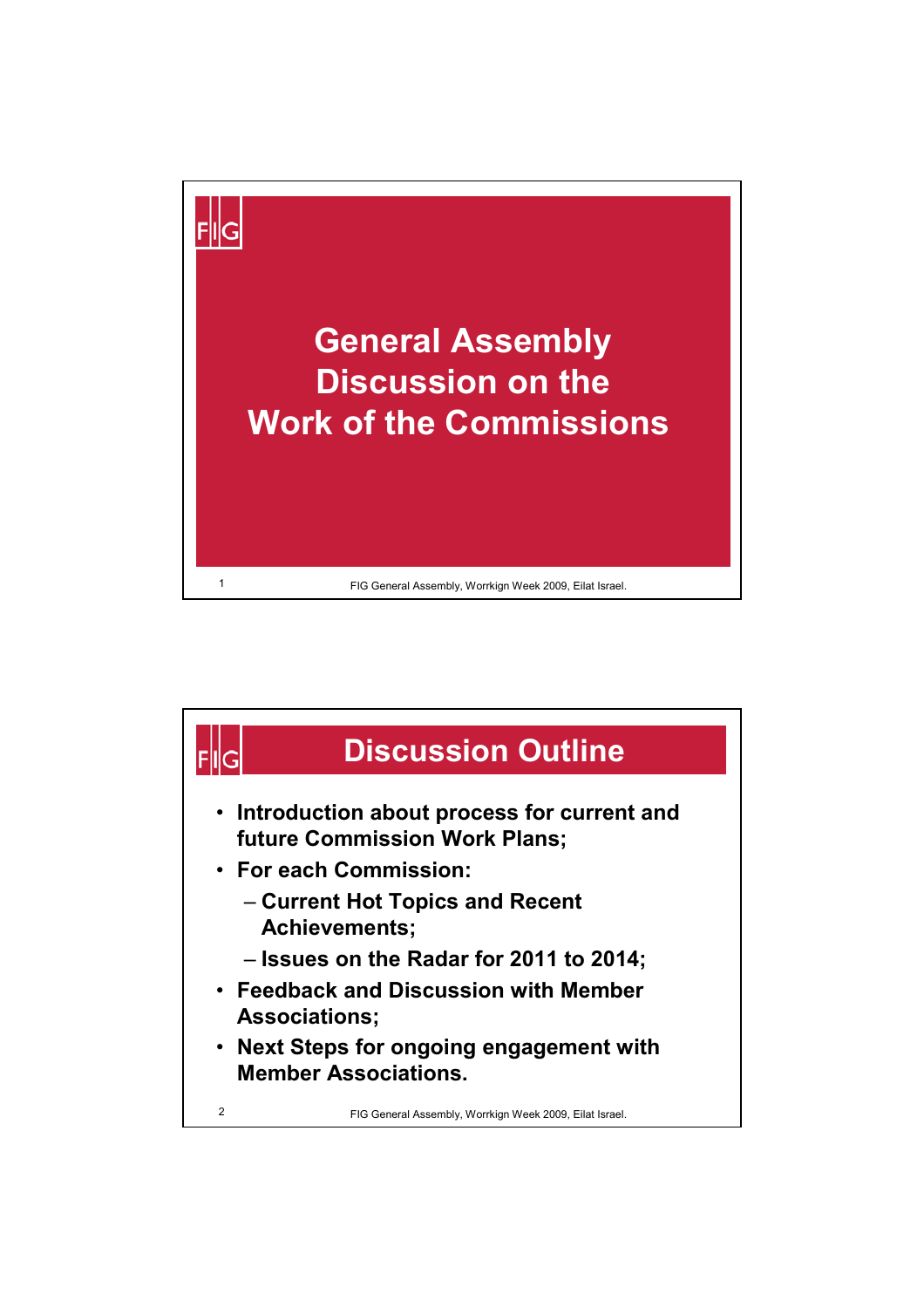# General Assembly Discussion on the Work of the Commissions

## Discussion Outline

- Introduction about process for current and future Commission Work Plans;
- For each Commission:
  - Current Hot Topics and Recent Achievements;
  - Issues on the Radar for 2011 to 2014;
- Feedback and Discussion with Member Associations;
- Next Steps for ongoing engagement with Member Associations.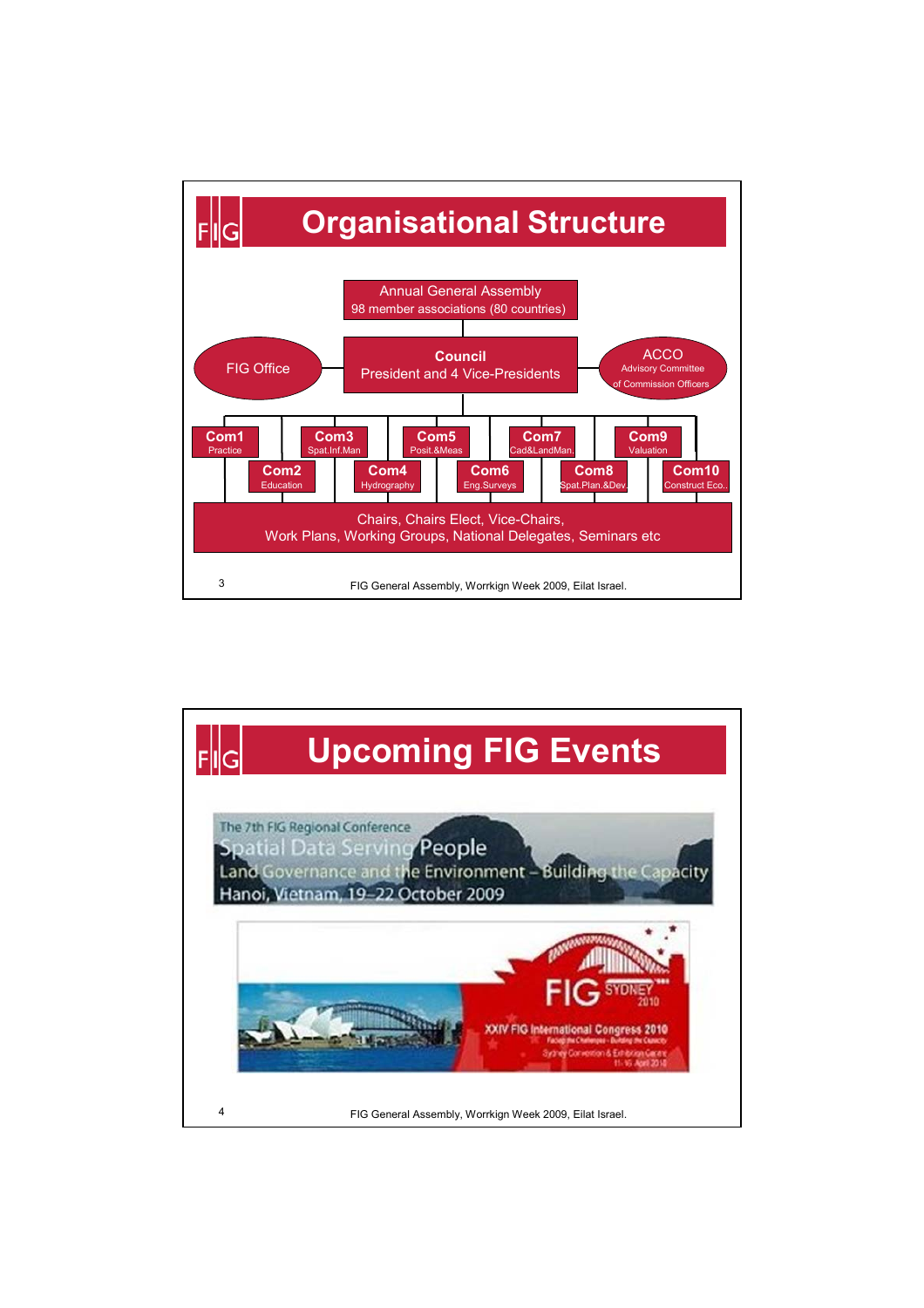# Organisational Structure

Annual General Assembly
98 member associations (80 countries)

FIG Office

**Council**
President and 4 Vice-Presidents

ACCO
Advisory Committee of Commission Officers

- **Com1** Practice
- **Com2** Education
- **Com3** Spat.Inf.Man
- **Com4** Hydrography
- **Com5** Posit.&Meas
- **Com6** Eng.Surveys
- **Com7** Cad&LandMan.
- **Com8** Spat.Plan.&Dev.
- **Com9** Valuation
- **Com10** Construct Eco.

Chairs, Chairs Elect, Vice-Chairs,
Work Plans, Working Groups, National Delegates, Seminars etc

FIG General Assembly, Worrkign Week 2009, Eilat Israel.

# Upcoming FIG Events

The 7th FIG Regional Conference
Spatial Data Serving People
Land Governance and the Environment – Building the Capacity
Hanoi, Vietnam, 19–22 October 2009

FIG SYDNEY 2010
XXIV FIG International Congress 2010
Facing the Challenges - Building the Capacity
Sydney Convention & Exhibition Centre
11-16 April 2010

FIG General Assembly, Worrkign Week 2009, Eilat Israel.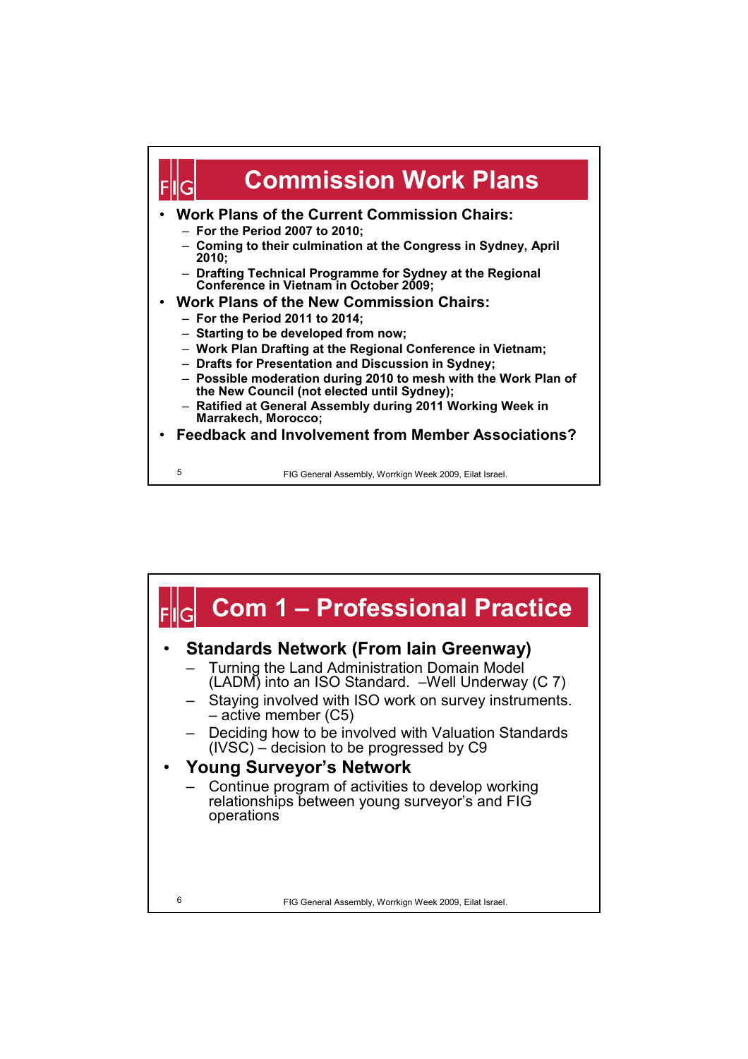# Commission Work Plans

- **Work Plans of the Current Commission Chairs:**
  - **For the Period 2007 to 2010;**
  - **Coming to their culmination at the Congress in Sydney, April 2010;**
  - **Drafting Technical Programme for Sydney at the Regional Conference in Vietnam in October 2009;**
- **Work Plans of the New Commission Chairs:**
  - **For the Period 2011 to 2014;**
  - **Starting to be developed from now;**
  - **Work Plan Drafting at the Regional Conference in Vietnam;**
  - **Drafts for Presentation and Discussion in Sydney;**
  - **Possible moderation during 2010 to mesh with the Work Plan of the New Council (not elected until Sydney);**
  - **Ratified at General Assembly during 2011 Working Week in Marrakech, Morocco;**
- **Feedback and Involvement from Member Associations?**

# Com 1 – Professional Practice

- **Standards Network (From Iain Greenway)**
  - Turning the Land Administration Domain Model (LADM) into an ISO Standard. –Well Underway (C 7)
  - Staying involved with ISO work on survey instruments. – active member (C5)
  - Deciding how to be involved with Valuation Standards (IVSC) – decision to be progressed by C9
- **Young Surveyor's Network**
  - Continue program of activities to develop working relationships between young surveyor's and FIG operations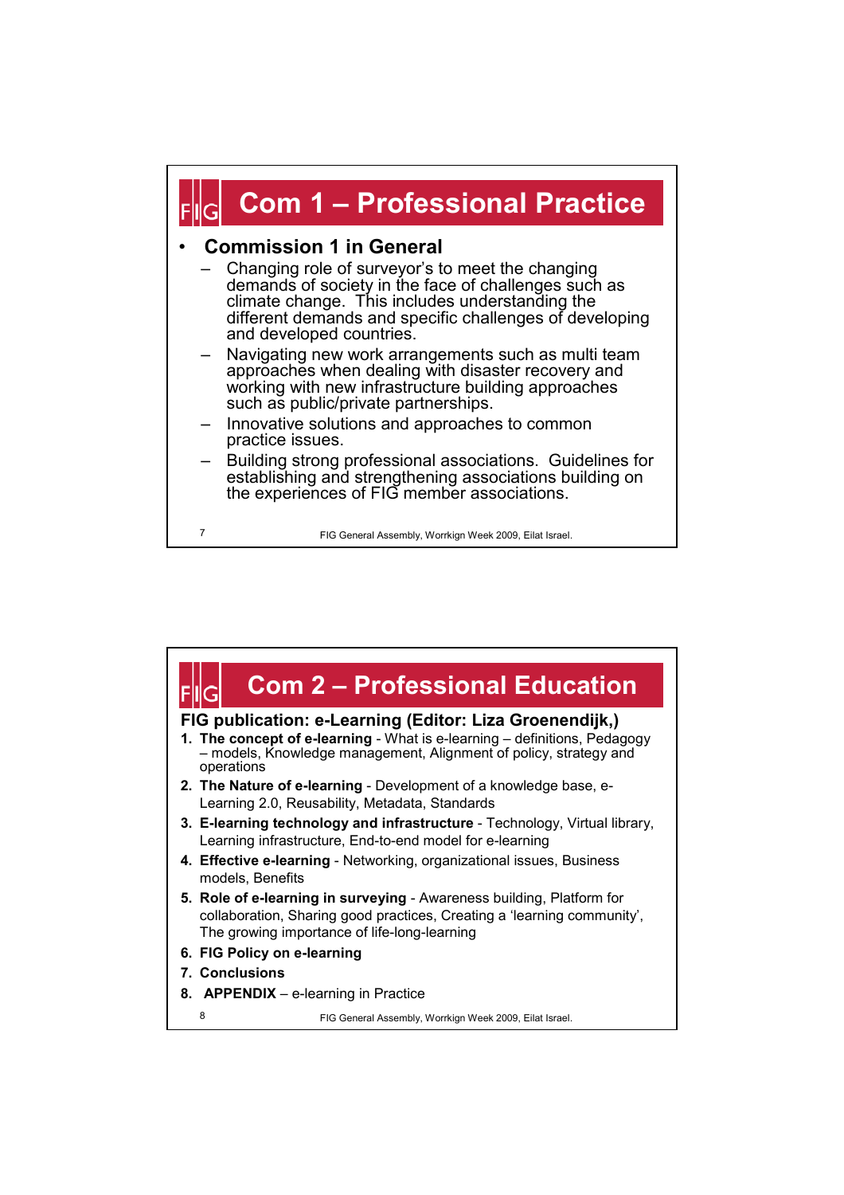# Com 1 – Professional Practice

- **Commission 1 in General**
  - Changing role of surveyor's to meet the changing demands of society in the face of challenges such as climate change. This includes understanding the different demands and specific challenges of developing and developed countries.
  - Navigating new work arrangements such as multi team approaches when dealing with disaster recovery and working with new infrastructure building approaches such as public/private partnerships.
  - Innovative solutions and approaches to common practice issues.
  - Building strong professional associations. Guidelines for establishing and strengthening associations building on the experiences of FIG member associations.

# Com 2 – Professional Education

**FIG publication: e-Learning (Editor: Liza Groenendijk,)**

1. **The concept of e-learning** - What is e-learning – definitions, Pedagogy – models, Knowledge management, Alignment of policy, strategy and operations
2. **The Nature of e-learning** - Development of a knowledge base, e-Learning 2.0, Reusability, Metadata, Standards
3. **E-learning technology and infrastructure** - Technology, Virtual library, Learning infrastructure, End-to-end model for e-learning
4. **Effective e-learning** - Networking, organizational issues, Business models, Benefits
5. **Role of e-learning in surveying** - Awareness building, Platform for collaboration, Sharing good practices, Creating a 'learning community', The growing importance of life-long-learning
6. **FIG Policy on e-learning**
7. **Conclusions**
8. **APPENDIX** – e-learning in Practice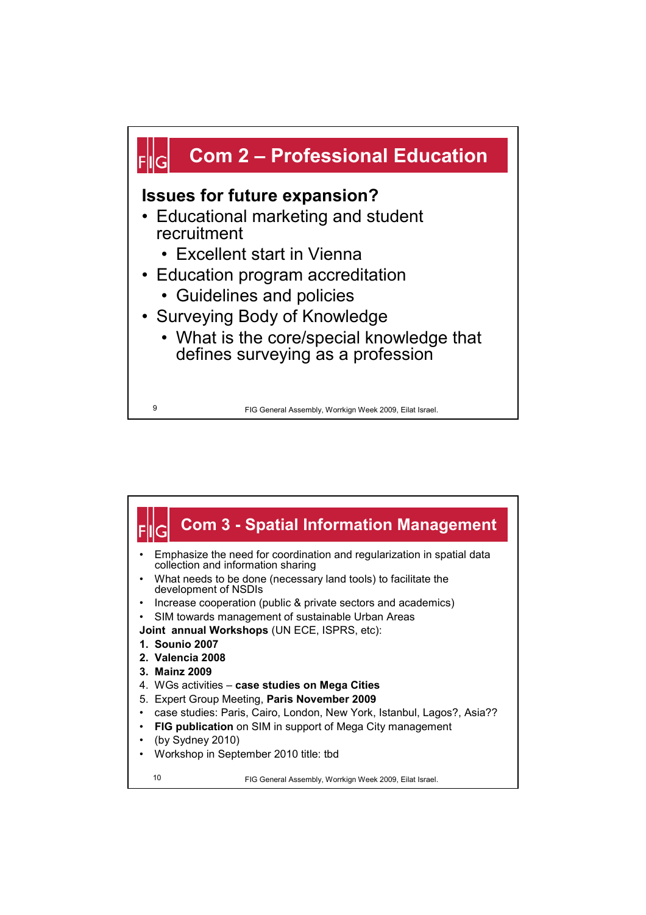## Com 2 – Professional Education

**Issues for future expansion?**

- Educational marketing and student recruitment
  - Excellent start in Vienna
- Education program accreditation
  - Guidelines and policies
- Surveying Body of Knowledge
  - What is the core/special knowledge that defines surveying as a profession

## Com 3 - Spatial Information Management

- Emphasize the need for coordination and regularization in spatial data collection and information sharing
- What needs to be done (necessary land tools) to facilitate the development of NSDIs
- Increase cooperation (public & private sectors and academics)
- SIM towards management of sustainable Urban Areas

**Joint annual Workshops** (UN ECE, ISPRS, etc):

1. **Sounio 2007**
2. **Valencia 2008**
3. **Mainz 2009**
4. WGs activities – **case studies on Mega Cities**
5. Expert Group Meeting, **Paris November 2009**

- case studies: Paris, Cairo, London, New York, Istanbul, Lagos?, Asia??
- **FIG publication** on SIM in support of Mega City management
- (by Sydney 2010)
- Workshop in September 2010 title: tbd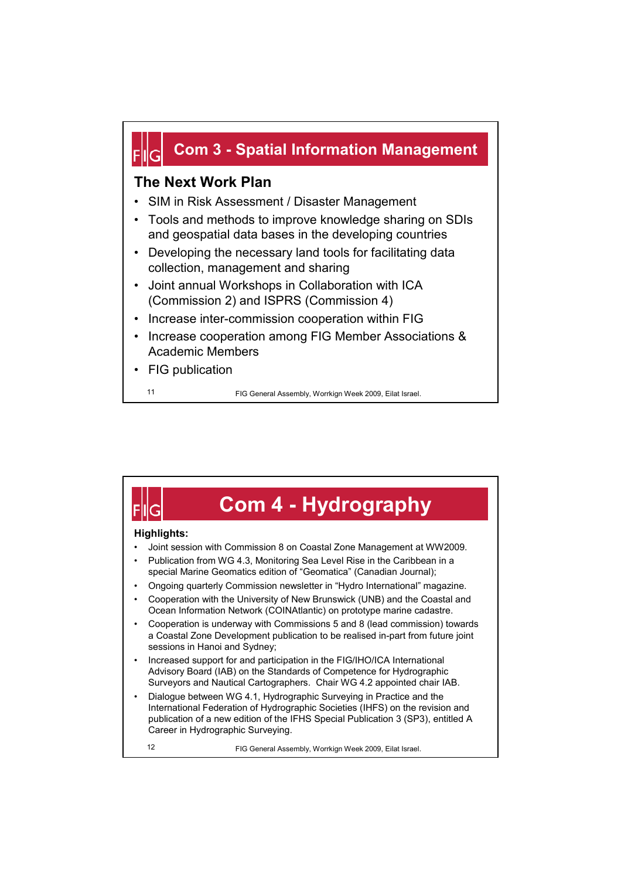## Com 3 - Spatial Information Management

### The Next Work Plan

- SIM in Risk Assessment / Disaster Management
- Tools and methods to improve knowledge sharing on SDIs and geospatial data bases in the developing countries
- Developing the necessary land tools for facilitating data collection, management and sharing
- Joint annual Workshops in Collaboration with ICA (Commission 2) and ISPRS (Commission 4)
- Increase inter-commission cooperation within FIG
- Increase cooperation among FIG Member Associations & Academic Members
- FIG publication

## Com 4 - Hydrography

**Highlights:**

- Joint session with Commission 8 on Coastal Zone Management at WW2009.
- Publication from WG 4.3, Monitoring Sea Level Rise in the Caribbean in a special Marine Geomatics edition of “Geomatica” (Canadian Journal);
- Ongoing quarterly Commission newsletter in “Hydro International” magazine.
- Cooperation with the University of New Brunswick (UNB) and the Coastal and Ocean Information Network (COINAtlantic) on prototype marine cadastre.
- Cooperation is underway with Commissions 5 and 8 (lead commission) towards a Coastal Zone Development publication to be realised in-part from future joint sessions in Hanoi and Sydney;
- Increased support for and participation in the FIG/IHO/ICA International Advisory Board (IAB) on the Standards of Competence for Hydrographic Surveyors and Nautical Cartographers. Chair WG 4.2 appointed chair IAB.
- Dialogue between WG 4.1, Hydrographic Surveying in Practice and the International Federation of Hydrographic Societies (IHFS) on the revision and publication of a new edition of the IFHS Special Publication 3 (SP3), entitled A Career in Hydrographic Surveying.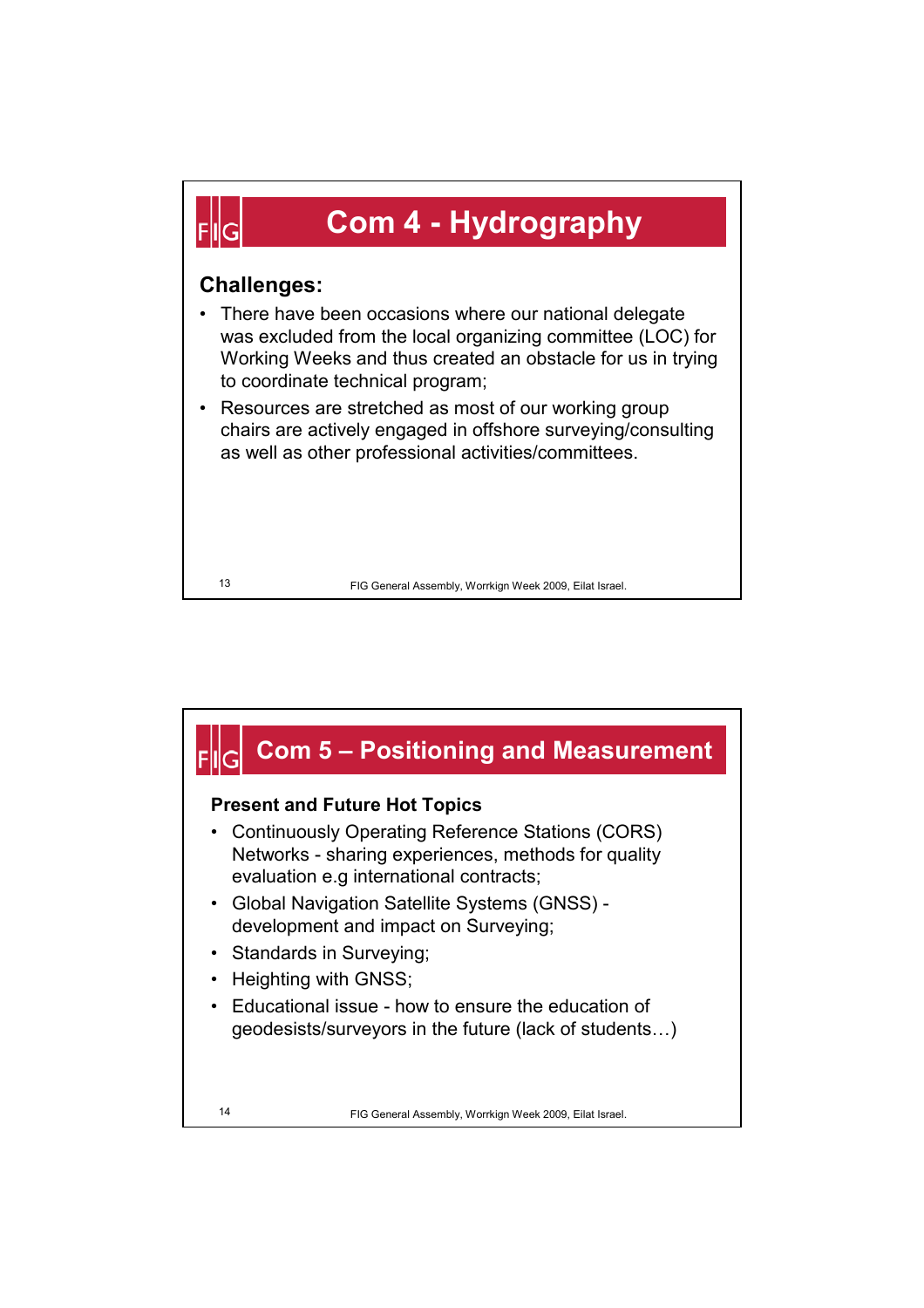# Com 4 - Hydrography

**Challenges:**

- There have been occasions where our national delegate was excluded from the local organizing committee (LOC) for Working Weeks and thus created an obstacle for us in trying to coordinate technical program;
- Resources are stretched as most of our working group chairs are actively engaged in offshore surveying/consulting as well as other professional activities/committees.

# Com 5 – Positioning and Measurement

**Present and Future Hot Topics**

- Continuously Operating Reference Stations (CORS) Networks - sharing experiences, methods for quality evaluation e.g international contracts;
- Global Navigation Satellite Systems (GNSS) - development and impact on Surveying;
- Standards in Surveying;
- Heighting with GNSS;
- Educational issue - how to ensure the education of geodesists/surveyors in the future (lack of students…)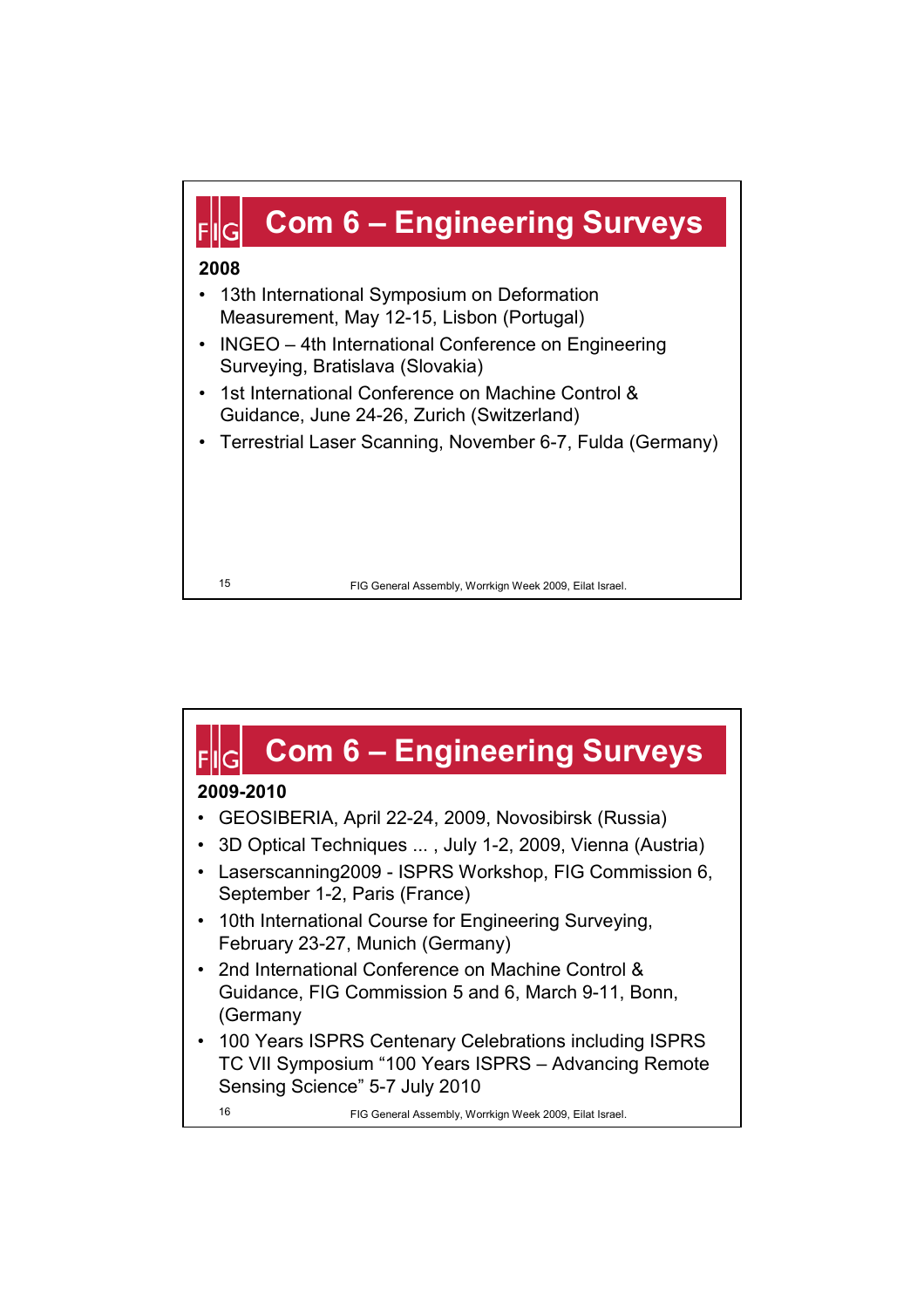## Com 6 – Engineering Surveys

**2008**

- 13th International Symposium on Deformation Measurement, May 12-15, Lisbon (Portugal)
- INGEO – 4th International Conference on Engineering Surveying, Bratislava (Slovakia)
- 1st International Conference on Machine Control & Guidance, June 24-26, Zurich (Switzerland)
- Terrestrial Laser Scanning, November 6-7, Fulda (Germany)

## Com 6 – Engineering Surveys

**2009-2010**

- GEOSIBERIA, April 22-24, 2009, Novosibirsk (Russia)
- 3D Optical Techniques ... , July 1-2, 2009, Vienna (Austria)
- Laserscanning2009 - ISPRS Workshop, FIG Commission 6, September 1-2, Paris (France)
- 10th International Course for Engineering Surveying, February 23-27, Munich (Germany)
- 2nd International Conference on Machine Control & Guidance, FIG Commission 5 and 6, March 9-11, Bonn, (Germany
- 100 Years ISPRS Centenary Celebrations including ISPRS TC VII Symposium “100 Years ISPRS – Advancing Remote Sensing Science” 5-7 July 2010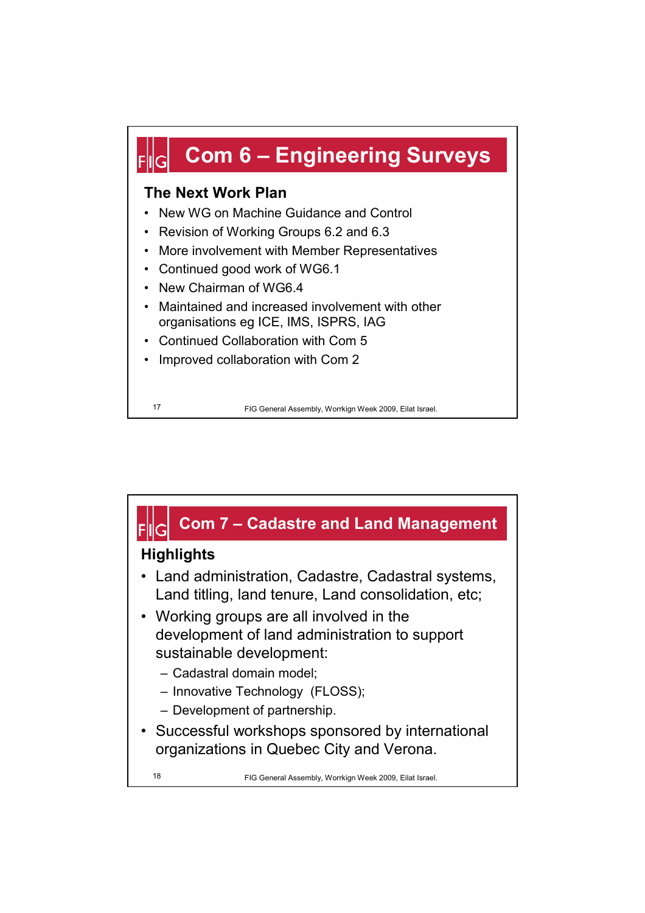# Com 6 – Engineering Surveys

## The Next Work Plan

- New WG on Machine Guidance and Control
- Revision of Working Groups 6.2 and 6.3
- More involvement with Member Representatives
- Continued good work of WG6.1
- New Chairman of WG6.4
- Maintained and increased involvement with other organisations eg ICE, IMS, ISPRS, IAG
- Continued Collaboration with Com 5
- Improved collaboration with Com 2

# Com 7 – Cadastre and Land Management

## Highlights

- Land administration, Cadastre, Cadastral systems, Land titling, land tenure, Land consolidation, etc;
- Working groups are all involved in the development of land administration to support sustainable development:
  - Cadastral domain model;
  - Innovative Technology (FLOSS);
  - Development of partnership.
- Successful workshops sponsored by international organizations in Quebec City and Verona.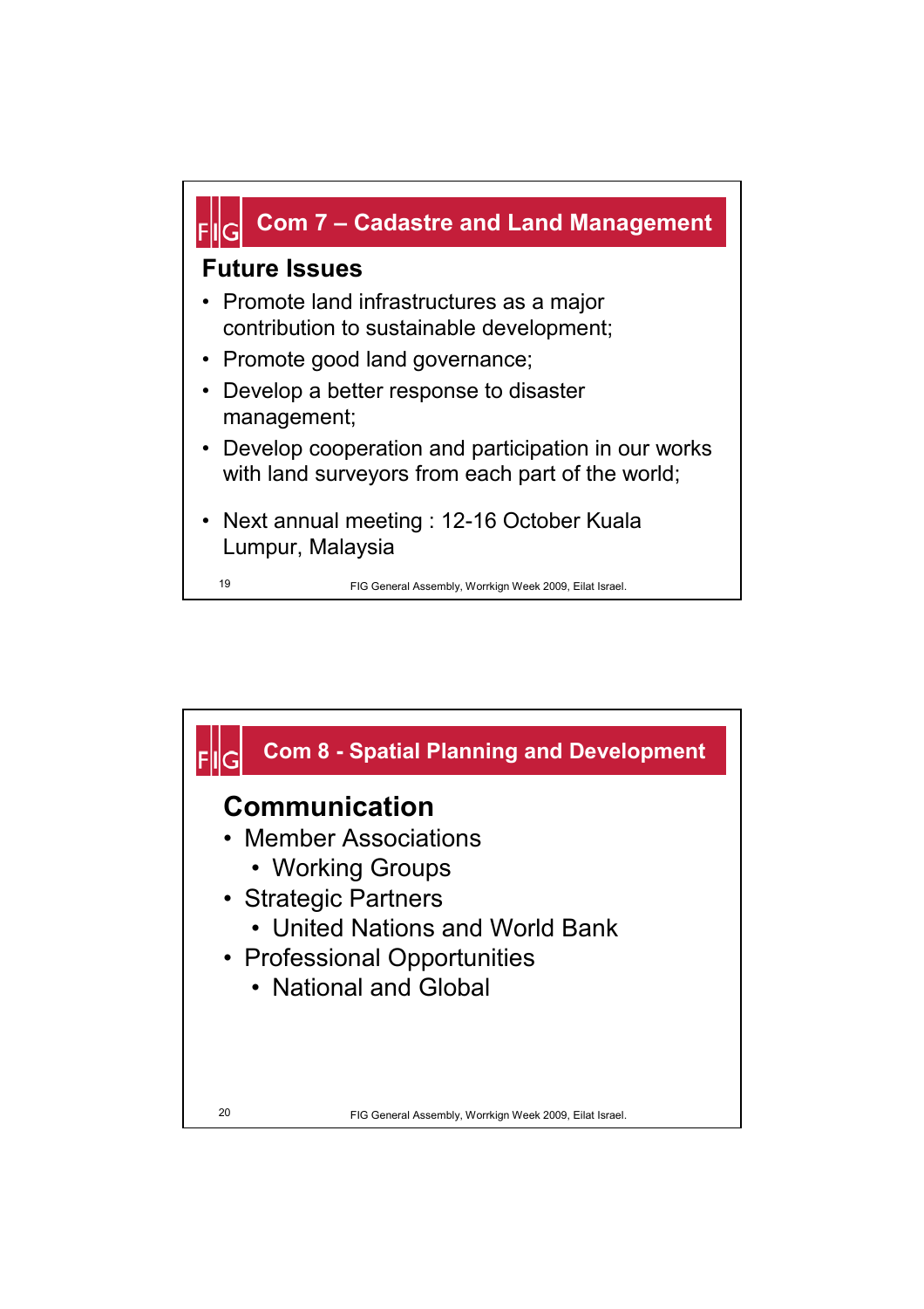## Com 7 – Cadastre and Land Management

### Future Issues

- Promote land infrastructures as a major contribution to sustainable development;
- Promote good land governance;
- Develop a better response to disaster management;
- Develop cooperation and participation in our works with land surveyors from each part of the world;
- Next annual meeting : 12-16 October Kuala Lumpur, Malaysia

## Com 8 - Spatial Planning and Development

### Communication

- Member Associations
  - Working Groups
- Strategic Partners
  - United Nations and World Bank
- Professional Opportunities
  - National and Global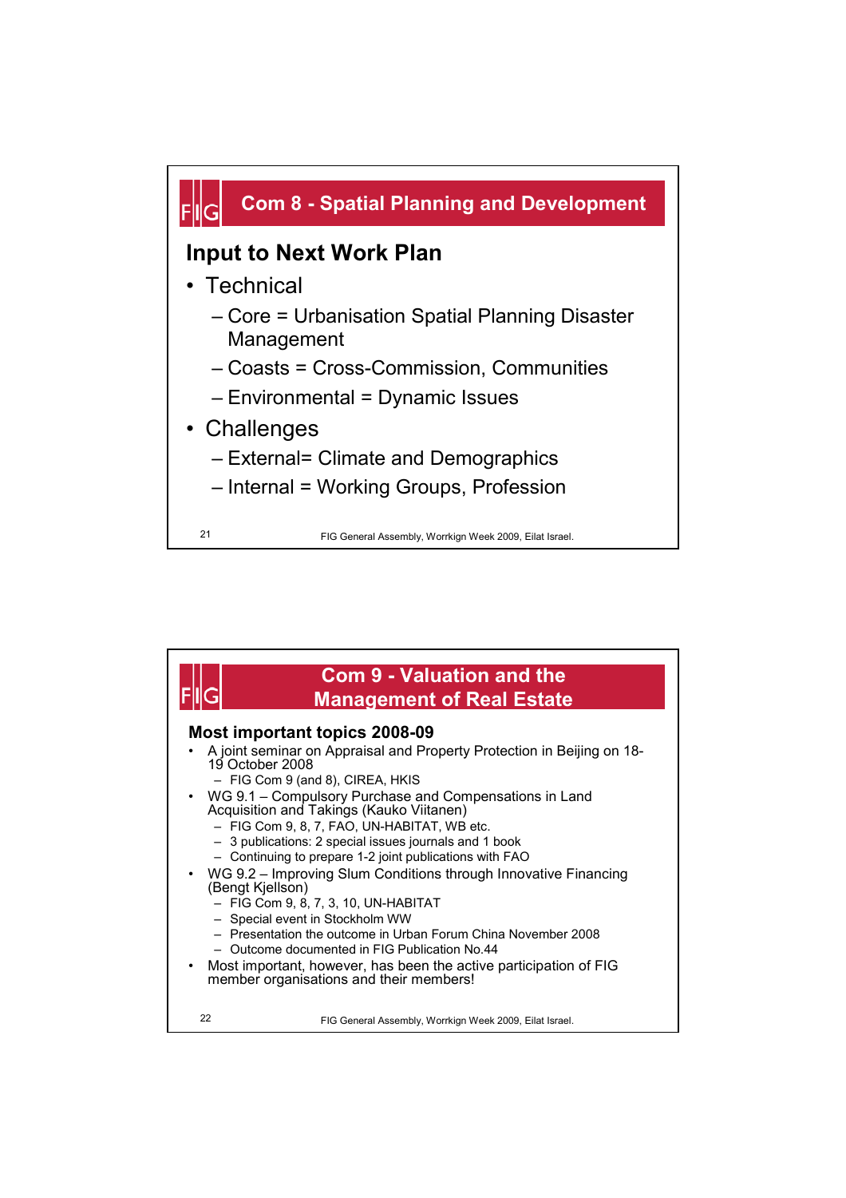## Com 8 - Spatial Planning and Development

### Input to Next Work Plan

- Technical
  - Core = Urbanisation Spatial Planning Disaster Management
  - Coasts = Cross-Commission, Communities
  - Environmental = Dynamic Issues
- Challenges
  - External= Climate and Demographics
  - Internal = Working Groups, Profession

## Com 9 - Valuation and the Management of Real Estate

### Most important topics 2008-09

- A joint seminar on Appraisal and Property Protection in Beijing on 18-19 October 2008
  - FIG Com 9 (and 8), CIREA, HKIS
- WG 9.1 – Compulsory Purchase and Compensations in Land Acquisition and Takings (Kauko Viitanen)
  - FIG Com 9, 8, 7, FAO, UN-HABITAT, WB etc.
  - 3 publications: 2 special issues journals and 1 book
  - Continuing to prepare 1-2 joint publications with FAO
- WG 9.2 – Improving Slum Conditions through Innovative Financing (Bengt Kjellson)
  - FIG Com 9, 8, 7, 3, 10, UN-HABITAT
  - Special event in Stockholm WW
  - Presentation the outcome in Urban Forum China November 2008
  - Outcome documented in FIG Publication No.44
- Most important, however, has been the active participation of FIG member organisations and their members!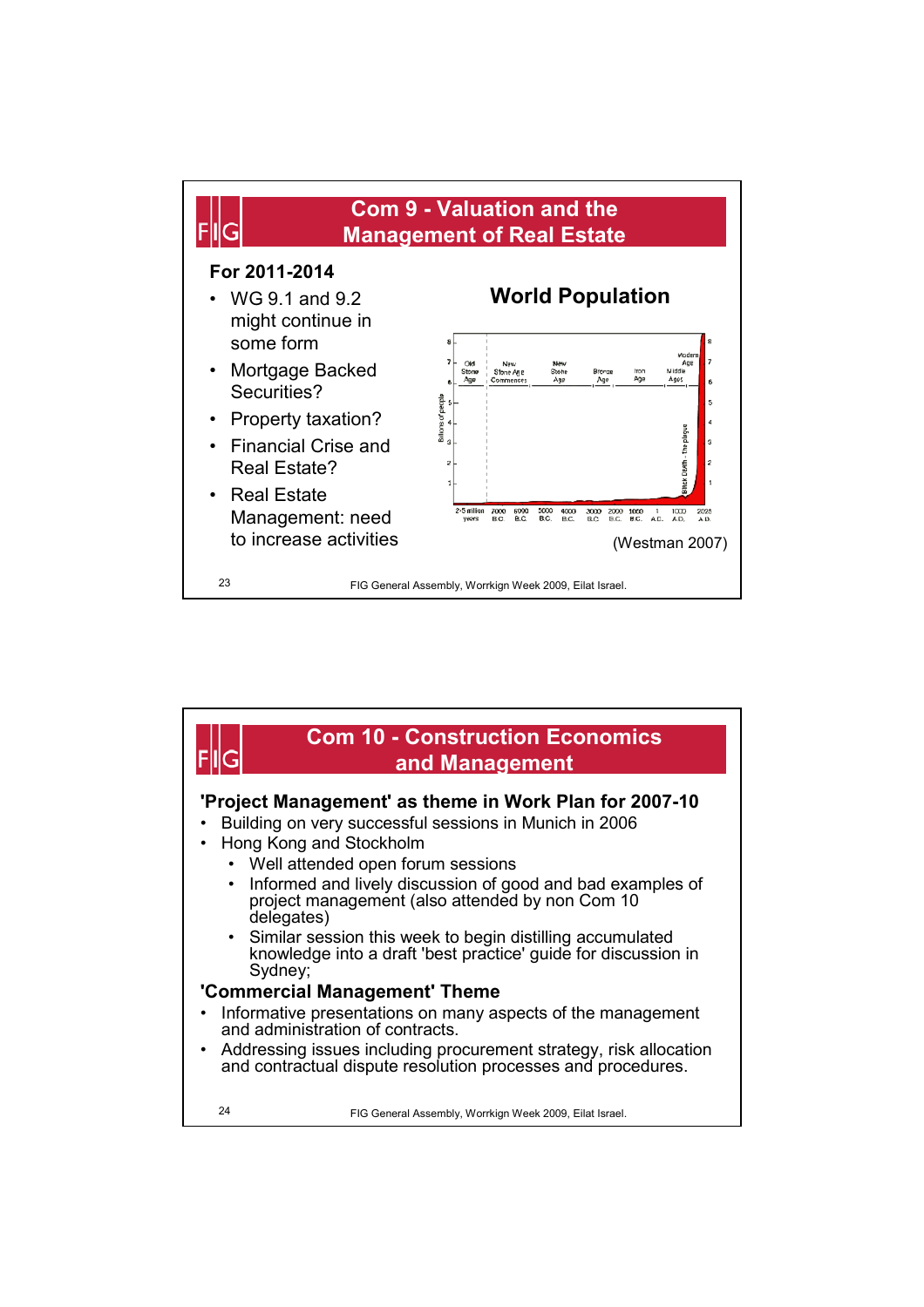# Com 9 - Valuation and the Management of Real Estate

**For 2011-2014**

- WG 9.1 and 9.2 might continue in some form
- Mortgage Backed Securities?
- Property taxation?
- Financial Crise and Real Estate?
- Real Estate Management: need to increase activities

**World Population**

(Westman 2007)

# Com 10 - Construction Economics and Management

**'Project Management' as theme in Work Plan for 2007-10**

- Building on very successful sessions in Munich in 2006
- Hong Kong and Stockholm
  - Well attended open forum sessions
  - Informed and lively discussion of good and bad examples of project management (also attended by non Com 10 delegates)
  - Similar session this week to begin distilling accumulated knowledge into a draft 'best practice' guide for discussion in Sydney;

**'Commercial Management' Theme**

- Informative presentations on many aspects of the management and administration of contracts.
- Addressing issues including procurement strategy, risk allocation and contractual dispute resolution processes and procedures.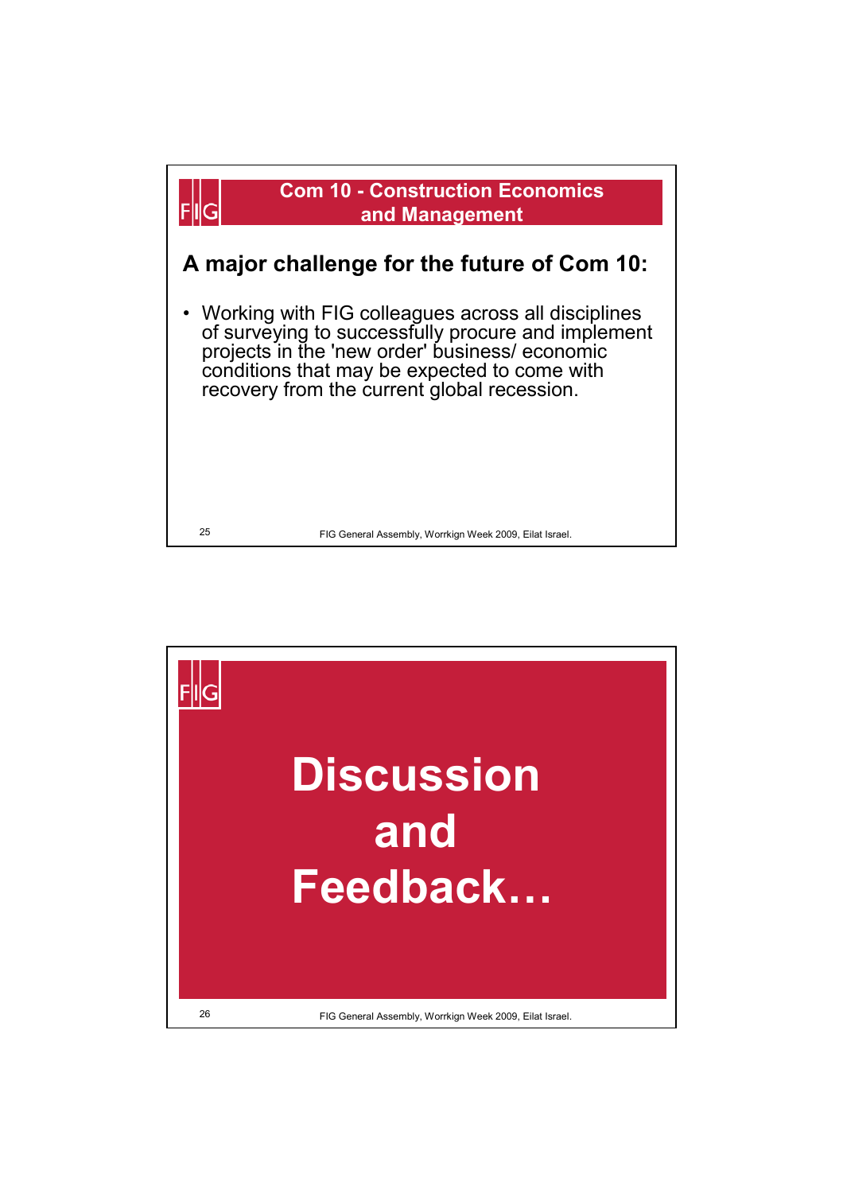## Com 10 - Construction Economics and Management

### A major challenge for the future of Com 10:

- Working with FIG colleagues across all disciplines of surveying to successfully procure and implement projects in the 'new order' business/ economic conditions that may be expected to come with recovery from the current global recession.

# Discussion and Feedback…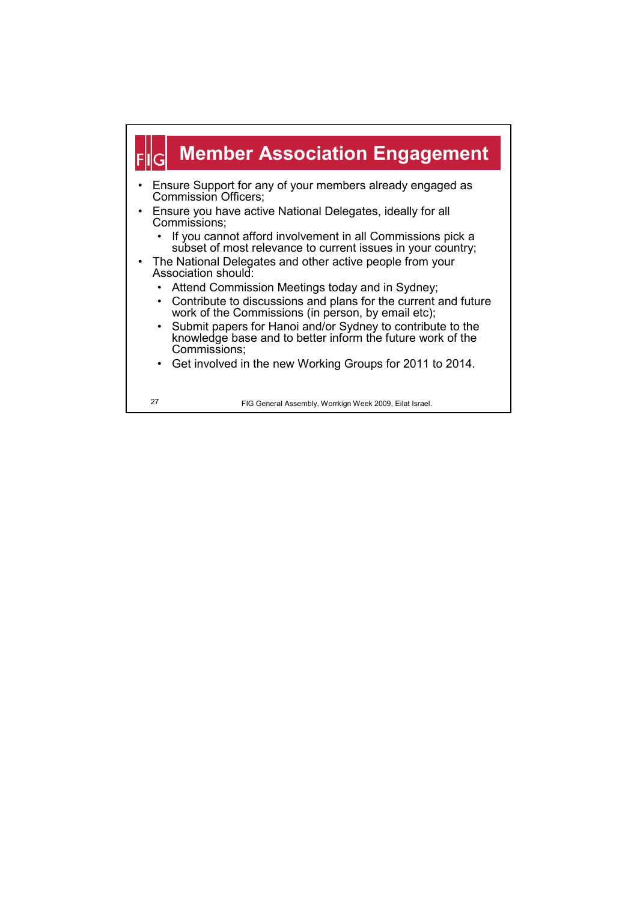## Member Association Engagement

- Ensure Support for any of your members already engaged as Commission Officers;
- Ensure you have active National Delegates, ideally for all Commissions;
  - If you cannot afford involvement in all Commissions pick a subset of most relevance to current issues in your country;
- The National Delegates and other active people from your Association should:
  - Attend Commission Meetings today and in Sydney;
  - Contribute to discussions and plans for the current and future work of the Commissions (in person, by email etc);
  - Submit papers for Hanoi and/or Sydney to contribute to the knowledge base and to better inform the future work of the Commissions;
  - Get involved in the new Working Groups for 2011 to 2014.